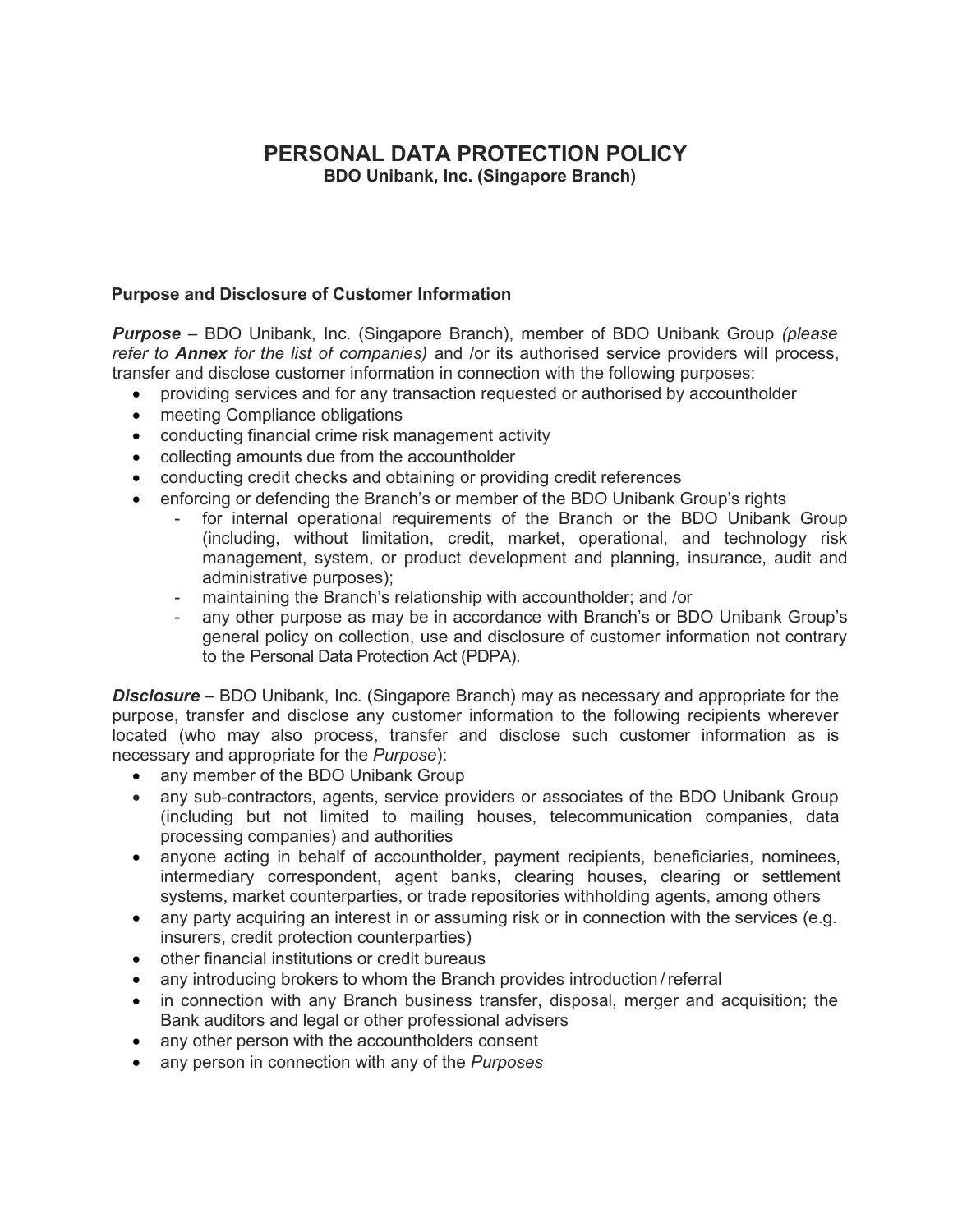# PERSONAL DATA PROTECTION POLICY

**BDO Unibank, Inc. (Singapore Branch)**

### Purpose and Disclosure of Customer Information

***Purpose*** – BDO Unibank, Inc. (Singapore Branch), member of BDO Unibank Group *(please refer to **Annex** for the list of companies)* and /or its authorised service providers will process, transfer and disclose customer information in connection with the following purposes:

- providing services and for any transaction requested or authorised by accountholder
- meeting Compliance obligations
- conducting financial crime risk management activity
- collecting amounts due from the accountholder
- conducting credit checks and obtaining or providing credit references
- enforcing or defending the Branch's or member of the BDO Unibank Group's rights
    - for internal operational requirements of the Branch or the BDO Unibank Group (including, without limitation, credit, market, operational, and technology risk management, system, or product development and planning, insurance, audit and administrative purposes);
    - maintaining the Branch's relationship with accountholder; and /or
    - any other purpose as may be in accordance with Branch's or BDO Unibank Group's general policy on collection, use and disclosure of customer information not contrary to the Personal Data Protection Act (PDPA).

***Disclosure*** – BDO Unibank, Inc. (Singapore Branch) may as necessary and appropriate for the purpose, transfer and disclose any customer information to the following recipients wherever located (who may also process, transfer and disclose such customer information as is necessary and appropriate for the *Purpose*):

- any member of the BDO Unibank Group
- any sub-contractors, agents, service providers or associates of the BDO Unibank Group (including but not limited to mailing houses, telecommunication companies, data processing companies) and authorities
- anyone acting in behalf of accountholder, payment recipients, beneficiaries, nominees, intermediary correspondent, agent banks, clearing houses, clearing or settlement systems, market counterparties, or trade repositories withholding agents, among others
- any party acquiring an interest in or assuming risk or in connection with the services (e.g. insurers, credit protection counterparties)
- other financial institutions or credit bureaus
- any introducing brokers to whom the Branch provides introduction / referral
- in connection with any Branch business transfer, disposal, merger and acquisition; the Bank auditors and legal or other professional advisers
- any other person with the accountholders consent
- any person in connection with any of the *Purposes*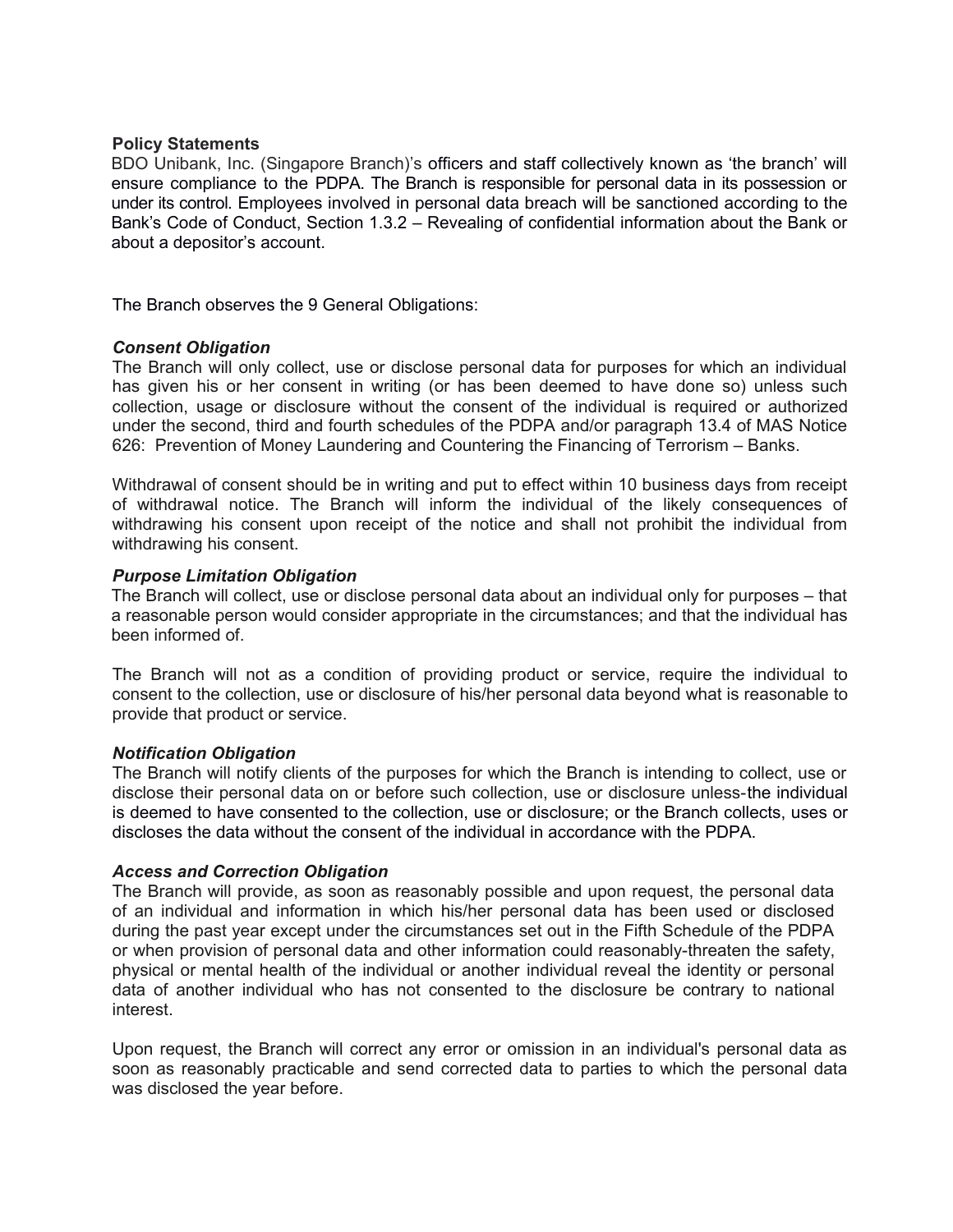**Policy Statements**

BDO Unibank, Inc. (Singapore Branch)'s officers and staff collectively known as 'the branch' will ensure compliance to the PDPA. The Branch is responsible for personal data in its possession or under its control. Employees involved in personal data breach will be sanctioned according to the Bank's Code of Conduct, Section 1.3.2 – Revealing of confidential information about the Bank or about a depositor's account.

The Branch observes the 9 General Obligations:

***Consent Obligation***

The Branch will only collect, use or disclose personal data for purposes for which an individual has given his or her consent in writing (or has been deemed to have done so) unless such collection, usage or disclosure without the consent of the individual is required or authorized under the second, third and fourth schedules of the PDPA and/or paragraph 13.4 of MAS Notice 626: Prevention of Money Laundering and Countering the Financing of Terrorism – Banks.

Withdrawal of consent should be in writing and put to effect within 10 business days from receipt of withdrawal notice. The Branch will inform the individual of the likely consequences of withdrawing his consent upon receipt of the notice and shall not prohibit the individual from withdrawing his consent.

***Purpose Limitation Obligation***

The Branch will collect, use or disclose personal data about an individual only for purposes – that a reasonable person would consider appropriate in the circumstances; and that the individual has been informed of.

The Branch will not as a condition of providing product or service, require the individual to consent to the collection, use or disclosure of his/her personal data beyond what is reasonable to provide that product or service.

***Notification Obligation***

The Branch will notify clients of the purposes for which the Branch is intending to collect, use or disclose their personal data on or before such collection, use or disclosure unless-the individual is deemed to have consented to the collection, use or disclosure; or the Branch collects, uses or discloses the data without the consent of the individual in accordance with the PDPA.

***Access and Correction Obligation***

The Branch will provide, as soon as reasonably possible and upon request, the personal data of an individual and information in which his/her personal data has been used or disclosed during the past year except under the circumstances set out in the Fifth Schedule of the PDPA or when provision of personal data and other information could reasonably-threaten the safety, physical or mental health of the individual or another individual reveal the identity or personal data of another individual who has not consented to the disclosure be contrary to national interest.

Upon request, the Branch will correct any error or omission in an individual's personal data as soon as reasonably practicable and send corrected data to parties to which the personal data was disclosed the year before.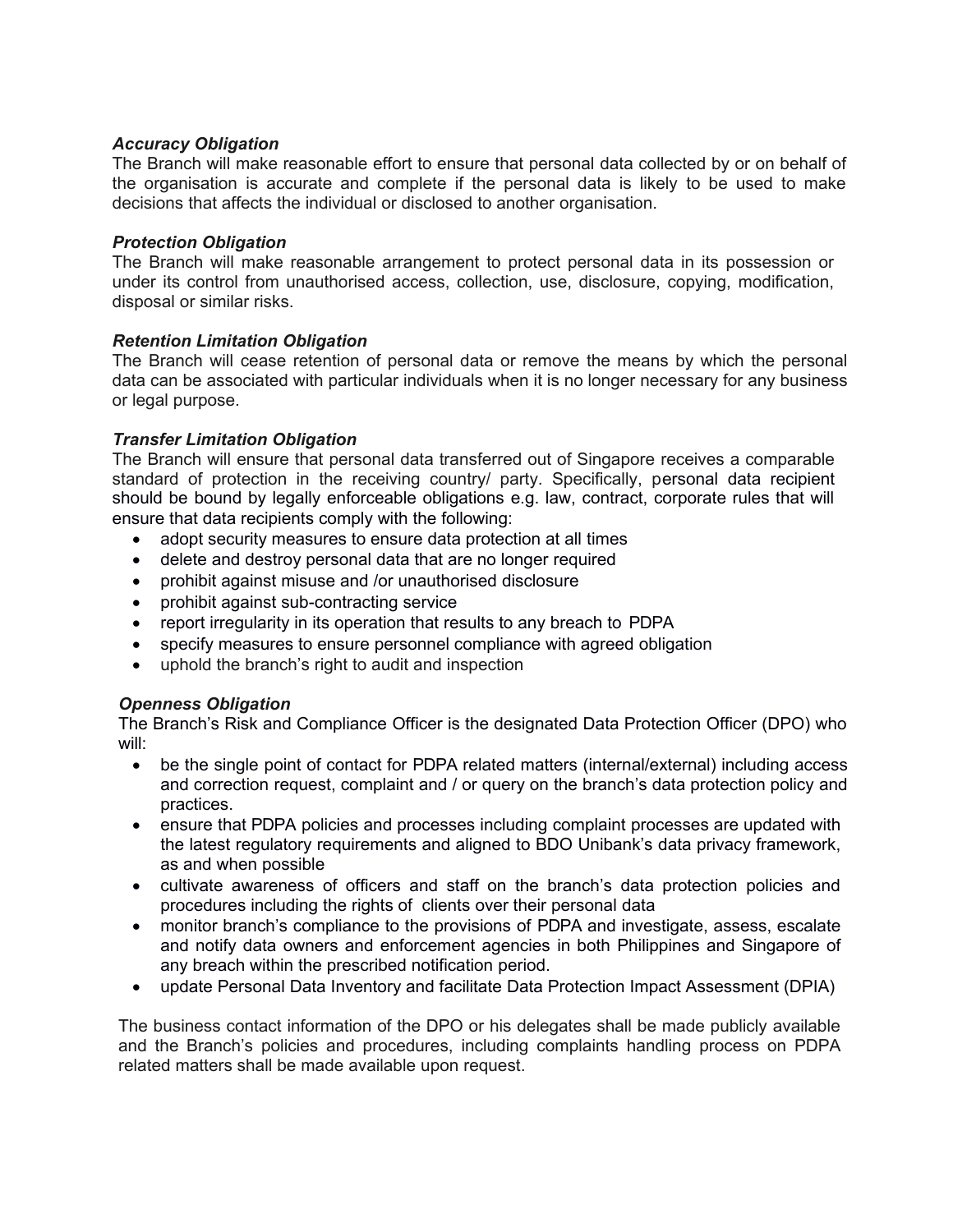***Accuracy Obligation***

The Branch will make reasonable effort to ensure that personal data collected by or on behalf of the organisation is accurate and complete if the personal data is likely to be used to make decisions that affects the individual or disclosed to another organisation.

***Protection Obligation***

The Branch will make reasonable arrangement to protect personal data in its possession or under its control from unauthorised access, collection, use, disclosure, copying, modification, disposal or similar risks.

***Retention Limitation Obligation***

The Branch will cease retention of personal data or remove the means by which the personal data can be associated with particular individuals when it is no longer necessary for any business or legal purpose.

***Transfer Limitation Obligation***

The Branch will ensure that personal data transferred out of Singapore receives a comparable standard of protection in the receiving country/ party. Specifically, personal data recipient should be bound by legally enforceable obligations e.g. law, contract, corporate rules that will ensure that data recipients comply with the following:

- adopt security measures to ensure data protection at all times
- delete and destroy personal data that are no longer required
- prohibit against misuse and /or unauthorised disclosure
- prohibit against sub-contracting service
- report irregularity in its operation that results to any breach to PDPA
- specify measures to ensure personnel compliance with agreed obligation
- uphold the branch's right to audit and inspection

***Openness Obligation***

The Branch's Risk and Compliance Officer is the designated Data Protection Officer (DPO) who will:

- be the single point of contact for PDPA related matters (internal/external) including access and correction request, complaint and / or query on the branch's data protection policy and practices.
- ensure that PDPA policies and processes including complaint processes are updated with the latest regulatory requirements and aligned to BDO Unibank's data privacy framework, as and when possible
- cultivate awareness of officers and staff on the branch's data protection policies and procedures including the rights of clients over their personal data
- monitor branch's compliance to the provisions of PDPA and investigate, assess, escalate and notify data owners and enforcement agencies in both Philippines and Singapore of any breach within the prescribed notification period.
- update Personal Data Inventory and facilitate Data Protection Impact Assessment (DPIA)

The business contact information of the DPO or his delegates shall be made publicly available and the Branch's policies and procedures, including complaints handling process on PDPA related matters shall be made available upon request.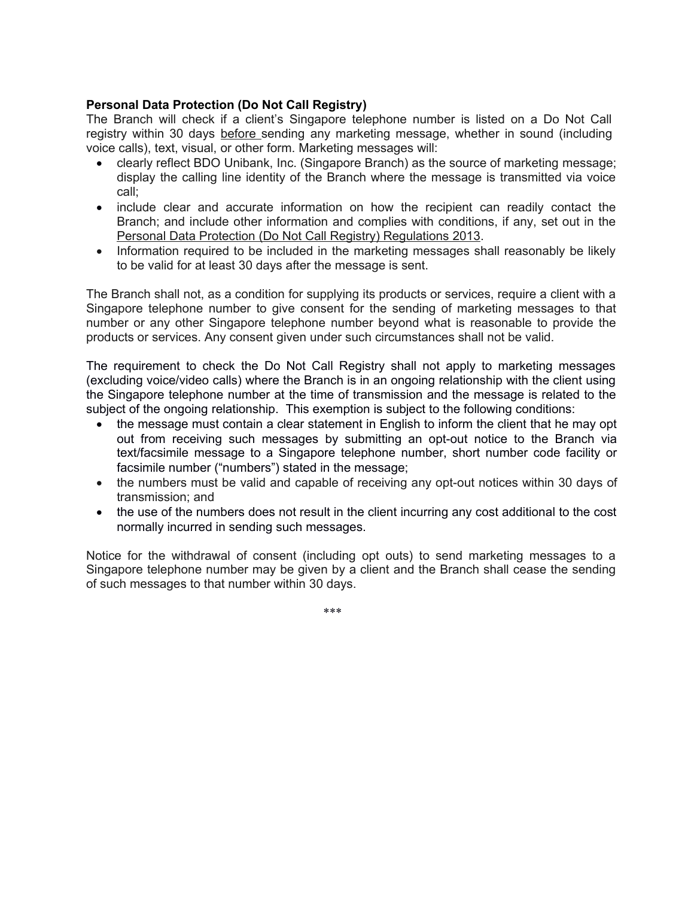**Personal Data Protection (Do Not Call Registry)**

The Branch will check if a client's Singapore telephone number is listed on a Do Not Call registry within 30 days before sending any marketing message, whether in sound (including voice calls), text, visual, or other form. Marketing messages will:

- clearly reflect BDO Unibank, Inc. (Singapore Branch) as the source of marketing message; display the calling line identity of the Branch where the message is transmitted via voice call;
- include clear and accurate information on how the recipient can readily contact the Branch; and include other information and complies with conditions, if any, set out in the Personal Data Protection (Do Not Call Registry) Regulations 2013.
- Information required to be included in the marketing messages shall reasonably be likely to be valid for at least 30 days after the message is sent.

The Branch shall not, as a condition for supplying its products or services, require a client with a Singapore telephone number to give consent for the sending of marketing messages to that number or any other Singapore telephone number beyond what is reasonable to provide the products or services. Any consent given under such circumstances shall not be valid.

The requirement to check the Do Not Call Registry shall not apply to marketing messages (excluding voice/video calls) where the Branch is in an ongoing relationship with the client using the Singapore telephone number at the time of transmission and the message is related to the subject of the ongoing relationship. This exemption is subject to the following conditions:

- the message must contain a clear statement in English to inform the client that he may opt out from receiving such messages by submitting an opt-out notice to the Branch via text/facsimile message to a Singapore telephone number, short number code facility or facsimile number ("numbers") stated in the message;
- the numbers must be valid and capable of receiving any opt-out notices within 30 days of transmission; and
- the use of the numbers does not result in the client incurring any cost additional to the cost normally incurred in sending such messages.

Notice for the withdrawal of consent (including opt outs) to send marketing messages to a Singapore telephone number may be given by a client and the Branch shall cease the sending of such messages to that number within 30 days.

***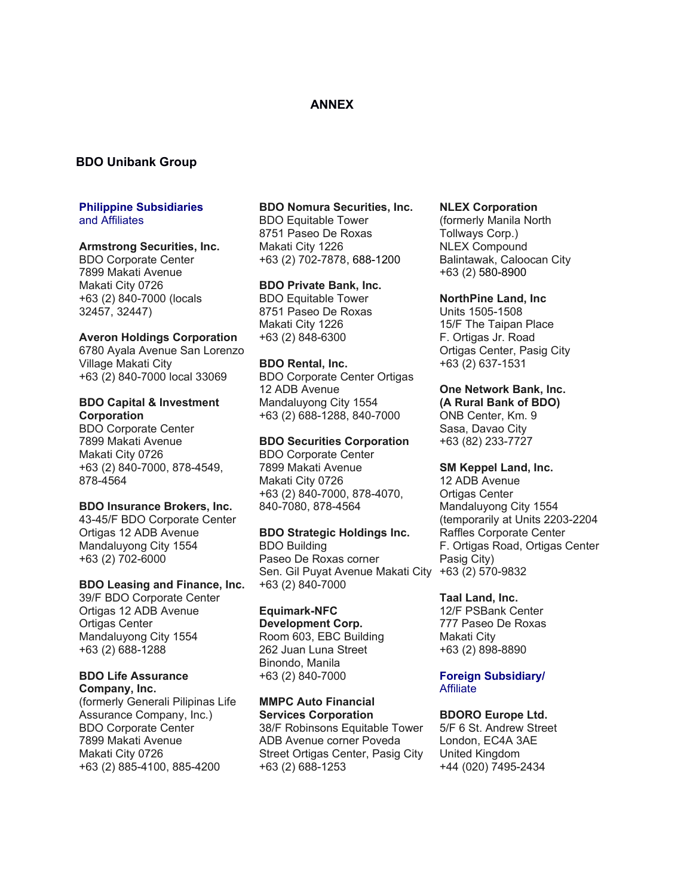# ANNEX

## BDO Unibank Group

### Philippine Subsidiaries and Affiliates

**Armstrong Securities, Inc.**
BDO Corporate Center
7899 Makati Avenue
Makati City 0726
+63 (2) 840-7000 (locals 32457, 32447)

**Averon Holdings Corporation**
6780 Ayala Avenue San Lorenzo Village Makati City
+63 (2) 840-7000 local 33069

**BDO Capital & Investment Corporation**
BDO Corporate Center
7899 Makati Avenue
Makati City 0726
+63 (2) 840-7000, 878-4549, 878-4564

**BDO Insurance Brokers, Inc.**
43-45/F BDO Corporate Center
Ortigas 12 ADB Avenue
Mandaluyong City 1554
+63 (2) 702-6000

**BDO Leasing and Finance, Inc.**
39/F BDO Corporate Center
Ortigas 12 ADB Avenue
Ortigas Center
Mandaluyong City 1554
+63 (2) 688-1288

**BDO Life Assurance Company, Inc.**
(formerly Generali Pilipinas Life Assurance Company, Inc.)
BDO Corporate Center
7899 Makati Avenue
Makati City 0726
+63 (2) 885-4100, 885-4200

**BDO Nomura Securities, Inc.**
BDO Equitable Tower
8751 Paseo De Roxas
Makati City 1226
+63 (2) 702-7878, 688-1200

**BDO Private Bank, Inc.**
BDO Equitable Tower
8751 Paseo De Roxas
Makati City 1226
+63 (2) 848-6300

**BDO Rental, Inc.**
BDO Corporate Center Ortigas
12 ADB Avenue
Mandaluyong City 1554
+63 (2) 688-1288, 840-7000

**BDO Securities Corporation**
BDO Corporate Center
7899 Makati Avenue
Makati City 0726
+63 (2) 840-7000, 878-4070, 840-7080, 878-4564

**BDO Strategic Holdings Inc.**
BDO Building
Paseo De Roxas corner
Sen. Gil Puyat Avenue Makati City
+63 (2) 840-7000

**Equimark-NFC Development Corp.**
Room 603, EBC Building
262 Juan Luna Street
Binondo, Manila
+63 (2) 840-7000

**MMPC Auto Financial Services Corporation**
38/F Robinsons Equitable Tower
ADB Avenue corner Poveda
Street Ortigas Center, Pasig City
+63 (2) 688-1253

**NLEX Corporation**
(formerly Manila North Tollways Corp.)
NLEX Compound
Balintawak, Caloocan City
+63 (2) 580-8900

**NorthPine Land, Inc**
Units 1505-1508
15/F The Taipan Place
F. Ortigas Jr. Road
Ortigas Center, Pasig City
+63 (2) 637-1531

**One Network Bank, Inc. (A Rural Bank of BDO)**
ONB Center, Km. 9
Sasa, Davao City
+63 (82) 233-7727

**SM Keppel Land, Inc.**
12 ADB Avenue
Ortigas Center
Mandaluyong City 1554
(temporarily at Units 2203-2204
Raffles Corporate Center
F. Ortigas Road, Ortigas Center
Pasig City)
+63 (2) 570-9832

**Taal Land, Inc.**
12/F PSBank Center
777 Paseo De Roxas
Makati City
+63 (2) 898-8890

### Foreign Subsidiary/ Affiliate

**BDORO Europe Ltd.**
5/F 6 St. Andrew Street
London, EC4A 3AE
United Kingdom
+44 (020) 7495-2434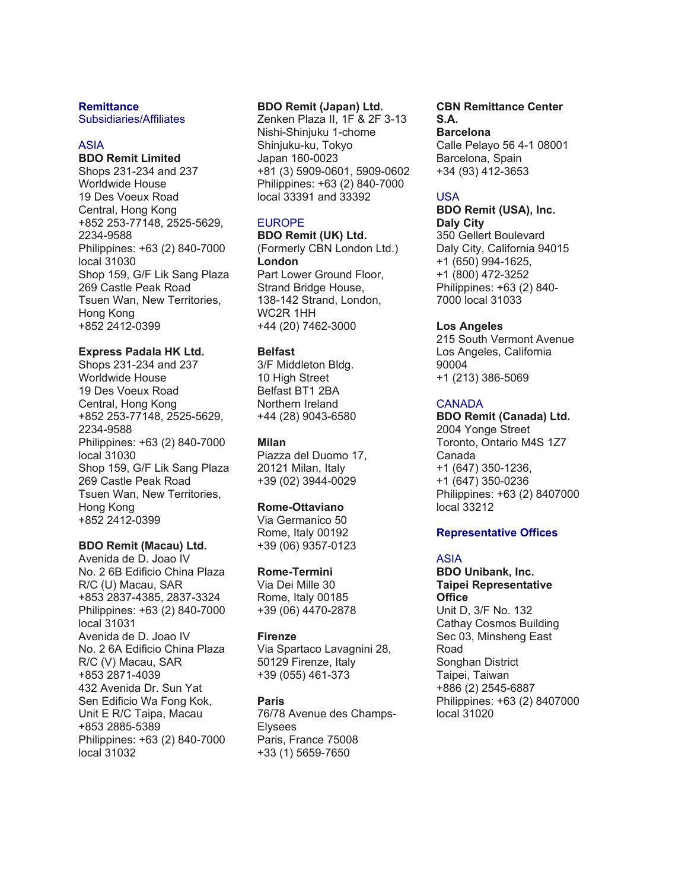## Remittance Subsidiaries/Affiliates

### ASIA

**BDO Remit Limited**
Shops 231-234 and 237
Worldwide House
19 Des Voeux Road
Central, Hong Kong
+852 253-77148, 2525-5629, 2234-9588
Philippines: +63 (2) 840-7000 local 31030
Shop 159, G/F Lik Sang Plaza
269 Castle Peak Road
Tsuen Wan, New Territories, Hong Kong
+852 2412-0399

**Express Padala HK Ltd.**
Shops 231-234 and 237
Worldwide House
19 Des Voeux Road
Central, Hong Kong
+852 253-77148, 2525-5629, 2234-9588
Philippines: +63 (2) 840-7000 local 31030
Shop 159, G/F Lik Sang Plaza
269 Castle Peak Road
Tsuen Wan, New Territories, Hong Kong
+852 2412-0399

**BDO Remit (Macau) Ltd.**
Avenida de D. Joao IV
No. 2 6B Edificio China Plaza
R/C (U) Macau, SAR
+853 2837-4385, 2837-3324
Philippines: +63 (2) 840-7000 local 31031
Avenida de D. Joao IV
No. 2 6A Edificio China Plaza
R/C (V) Macau, SAR
+853 2871-4039
432 Avenida Dr. Sun Yat Sen Edificio Wa Fong Kok, Unit E R/C Taipa, Macau
+853 2885-5389
Philippines: +63 (2) 840-7000 local 31032

**BDO Remit (Japan) Ltd.**
Zenken Plaza II, 1F & 2F 3-13
Nishi-Shinjuku 1-chome
Shinjuku-ku, Tokyo
Japan 160-0023
+81 (3) 5909-0601, 5909-0602
Philippines: +63 (2) 840-7000 local 33391 and 33392

### EUROPE

**BDO Remit (UK) Ltd.**
(Formerly CBN London Ltd.)
**London**
Part Lower Ground Floor,
Strand Bridge House,
138-142 Strand, London,
WC2R 1HH
+44 (20) 7462-3000

**Belfast**
3/F Middleton Bldg.
10 High Street
Belfast BT1 2BA
Northern Ireland
+44 (28) 9043-6580

**Milan**
Piazza del Duomo 17,
20121 Milan, Italy
+39 (02) 3944-0029

**Rome-Ottaviano**
Via Germanico 50
Rome, Italy 00192
+39 (06) 9357-0123

**Rome-Termini**
Via Dei Mille 30
Rome, Italy 00185
+39 (06) 4470-2878

**Firenze**
Via Spartaco Lavagnini 28,
50129 Firenze, Italy
+39 (055) 461-373

**Paris**
76/78 Avenue des Champs-Elysees
Paris, France 75008
+33 (1) 5659-7650

**CBN Remittance Center S.A.**
**Barcelona**
Calle Pelayo 56 4-1 08001
Barcelona, Spain
+34 (93) 412-3653

### USA

**BDO Remit (USA), Inc.**
**Daly City**
350 Gellert Boulevard
Daly City, California 94015
+1 (650) 994-1625,
+1 (800) 472-3252
Philippines: +63 (2) 840-7000 local 31033

**Los Angeles**
215 South Vermont Avenue
Los Angeles, California 90004
+1 (213) 386-5069

### CANADA

**BDO Remit (Canada) Ltd.**
2004 Yonge Street
Toronto, Ontario M4S 1Z7
Canada
+1 (647) 350-1236,
+1 (647) 350-0236
Philippines: +63 (2) 8407000 local 33212

## Representative Offices

### ASIA

**BDO Unibank, Inc.**
**Taipei Representative Office**
Unit D, 3/F No. 132
Cathay Cosmos Building
Sec 03, Minsheng East Road
Songhan District
Taipei, Taiwan
+886 (2) 2545-6887
Philippines: +63 (2) 8407000 local 31020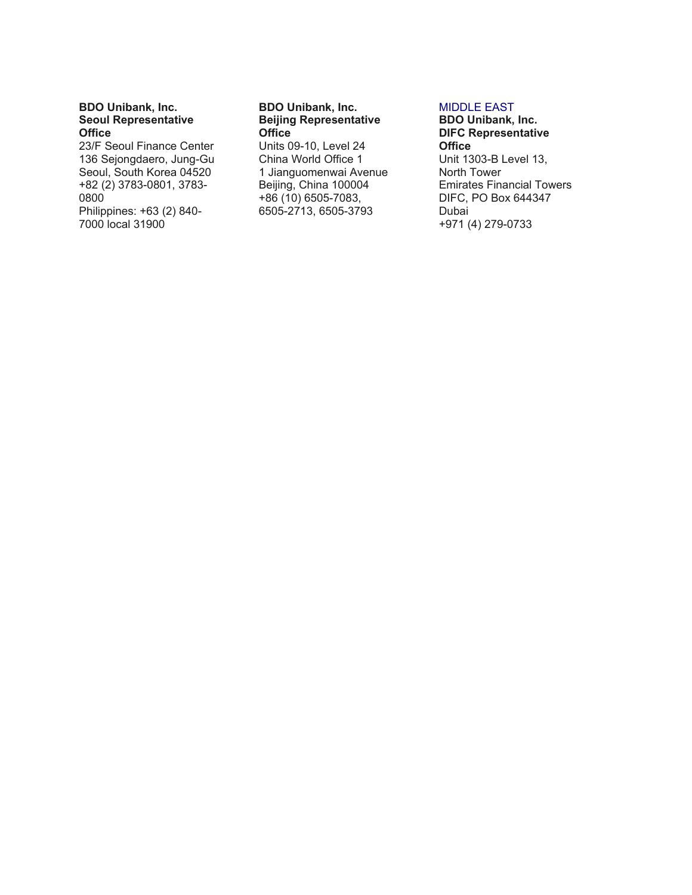**BDO Unibank, Inc.**
**Seoul Representative Office**
23/F Seoul Finance Center
136 Sejongdaero, Jung-Gu
Seoul, South Korea 04520
+82 (2) 3783-0801, 3783-0800
Philippines: +63 (2) 840-7000 local 31900

**BDO Unibank, Inc.**
**Beijing Representative Office**
Units 09-10, Level 24
China World Office 1
1 Jianguomenwai Avenue
Beijing, China 100004
+86 (10) 6505-7083, 6505-2713, 6505-3793

MIDDLE EAST

**BDO Unibank, Inc.**
**DIFC Representative Office**
Unit 1303-B Level 13,
North Tower
Emirates Financial Towers
DIFC, PO Box 644347
Dubai
+971 (4) 279-0733